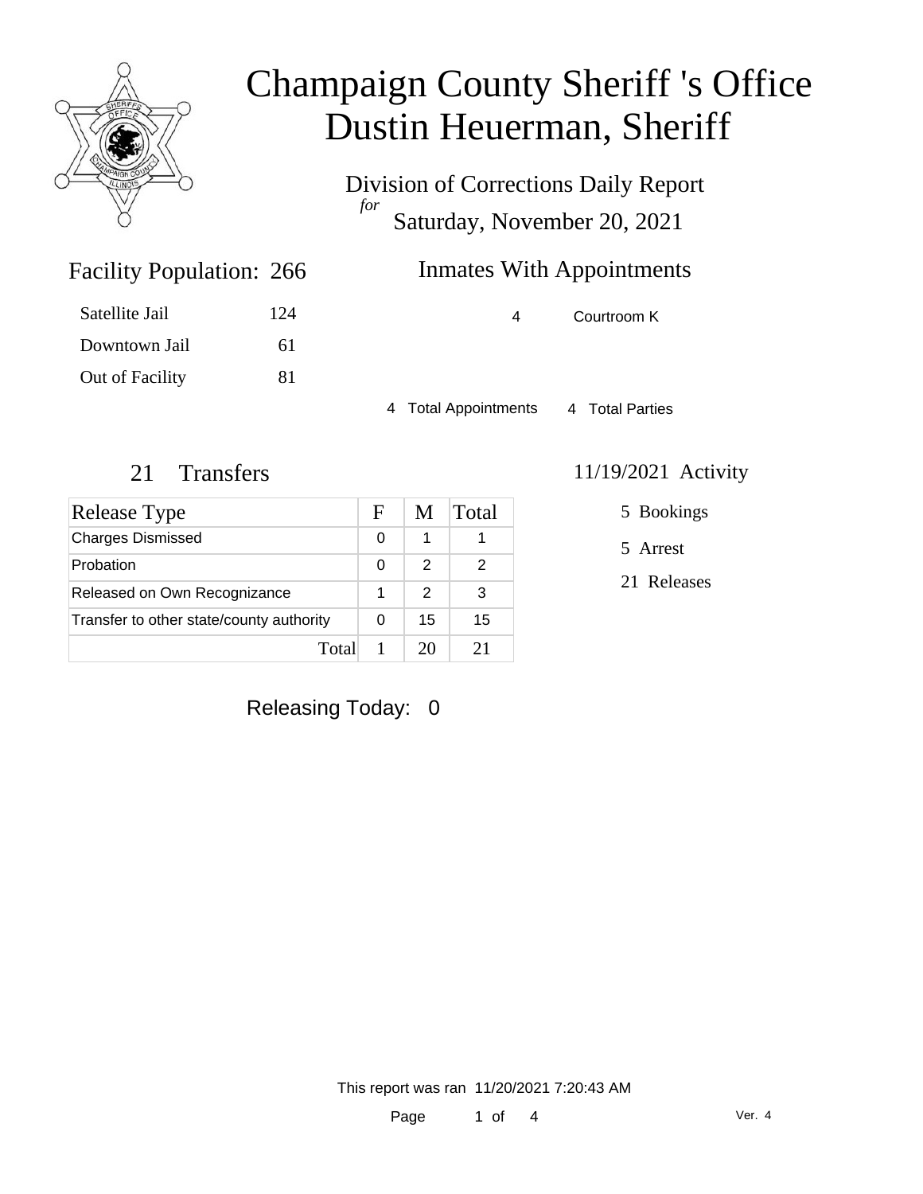# Champaign County Sheriff 's Office
# Dustin Heuerman, Sheriff

## Division of Corrections Daily Report
*for*
## Saturday, November 20, 2021

### Facility Population: 266

| | |
|---|---|
| Satellite Jail | 124 |
| Downtown Jail | 61 |
| Out of Facility | 81 |

### Inmates With Appointments

| | |
|---|---|
| 4 | Courtroom K |

4 Total Appointments    4 Total Parties

### 21 Transfers

| Release Type | F | M | Total |
|---|---|---|---|
| Charges Dismissed | 0 | 1 | 1 |
| Probation | 0 | 2 | 2 |
| Released on Own Recognizance | 1 | 2 | 3 |
| Transfer to other state/county authority | 0 | 15 | 15 |
| Total | 1 | 20 | 21 |

### 11/19/2021 Activity

5 Bookings

5 Arrest

21 Releases

Releasing Today: 0

This report was ran 11/20/2021 7:20:43 AM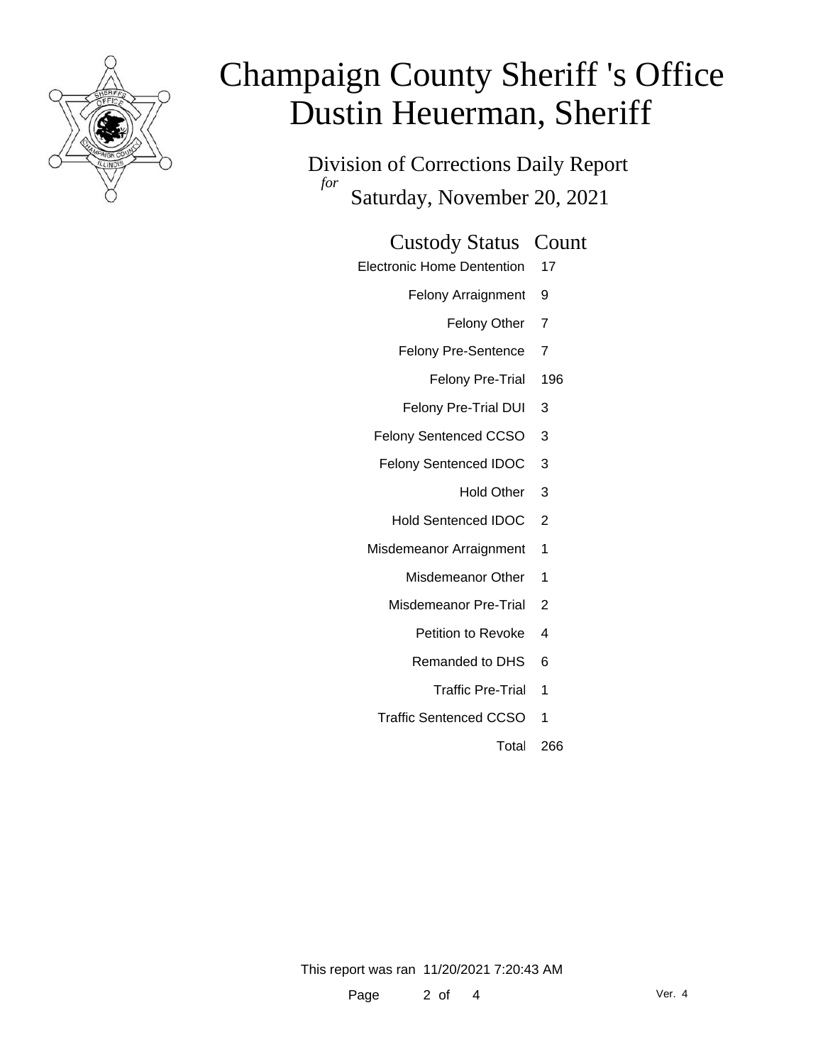# Champaign County Sheriff 's Office
# Dustin Heuerman, Sheriff

## Division of Corrections Daily Report

*for*

Saturday, November 20, 2021

| Custody Status | Count |
|---|---|
| Electronic Home Dentention | 17 |
| Felony Arraignment | 9 |
| Felony Other | 7 |
| Felony Pre-Sentence | 7 |
| Felony Pre-Trial | 196 |
| Felony Pre-Trial DUI | 3 |
| Felony Sentenced CCSO | 3 |
| Felony Sentenced IDOC | 3 |
| Hold Other | 3 |
| Hold Sentenced IDOC | 2 |
| Misdemeanor Arraignment | 1 |
| Misdemeanor Other | 1 |
| Misdemeanor Pre-Trial | 2 |
| Petition to Revoke | 4 |
| Remanded to DHS | 6 |
| Traffic Pre-Trial | 1 |
| Traffic Sentenced CCSO | 1 |
| Total | 266 |

This report was ran 11/20/2021 7:20:43 AM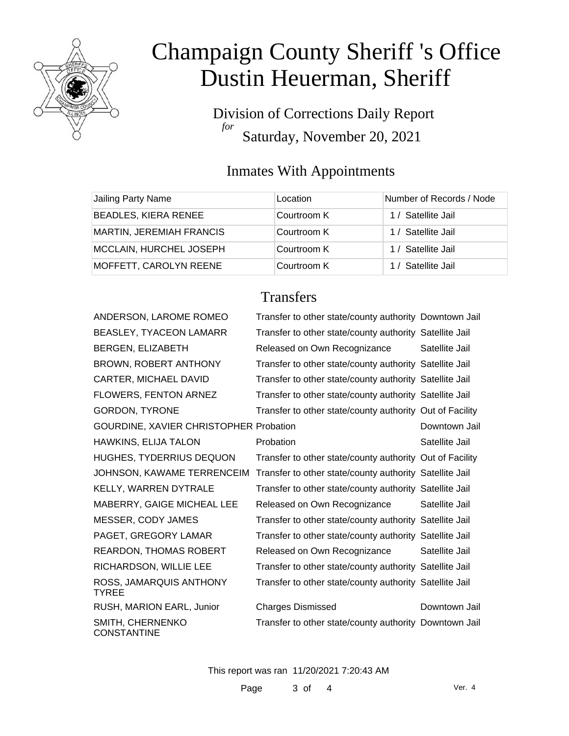# Champaign County Sheriff 's Office
# Dustin Heuerman, Sheriff

Division of Corrections Daily Report
*for*
Saturday, November 20, 2021

## Inmates With Appointments

| Jailing Party Name | Location | Number of Records / Node |
|---|---|---|
| BEADLES, KIERA RENEE | Courtroom K | 1 / Satellite Jail |
| MARTIN, JEREMIAH FRANCIS | Courtroom K | 1 / Satellite Jail |
| MCCLAIN, HURCHEL JOSEPH | Courtroom K | 1 / Satellite Jail |
| MOFFETT, CAROLYN REENE | Courtroom K | 1 / Satellite Jail |

## Transfers

| | | |
|---|---|---|
| ANDERSON, LAROME ROMEO | Transfer to other state/county authority | Downtown Jail |
| BEASLEY, TYACEON LAMARR | Transfer to other state/county authority | Satellite Jail |
| BERGEN, ELIZABETH | Released on Own Recognizance | Satellite Jail |
| BROWN, ROBERT ANTHONY | Transfer to other state/county authority | Satellite Jail |
| CARTER, MICHAEL DAVID | Transfer to other state/county authority | Satellite Jail |
| FLOWERS, FENTON ARNEZ | Transfer to other state/county authority | Satellite Jail |
| GORDON, TYRONE | Transfer to other state/county authority | Out of Facility |
| GOURDINE, XAVIER CHRISTOPHER | Probation | Downtown Jail |
| HAWKINS, ELIJA TALON | Probation | Satellite Jail |
| HUGHES, TYDERRIUS DEQUON | Transfer to other state/county authority | Out of Facility |
| JOHNSON, KAWAME TERRENCEIM | Transfer to other state/county authority | Satellite Jail |
| KELLY, WARREN DYTRALE | Transfer to other state/county authority | Satellite Jail |
| MABERRY, GAIGE MICHEAL LEE | Released on Own Recognizance | Satellite Jail |
| MESSER, CODY JAMES | Transfer to other state/county authority | Satellite Jail |
| PAGET, GREGORY LAMAR | Transfer to other state/county authority | Satellite Jail |
| REARDON, THOMAS ROBERT | Released on Own Recognizance | Satellite Jail |
| RICHARDSON, WILLIE LEE | Transfer to other state/county authority | Satellite Jail |
| ROSS, JAMARQUIS ANTHONY TYREE | Transfer to other state/county authority | Satellite Jail |
| RUSH, MARION EARL, Junior | Charges Dismissed | Downtown Jail |
| SMITH, CHERNENKO CONSTANTINE | Transfer to other state/county authority | Downtown Jail |

This report was ran 11/20/2021 7:20:43 AM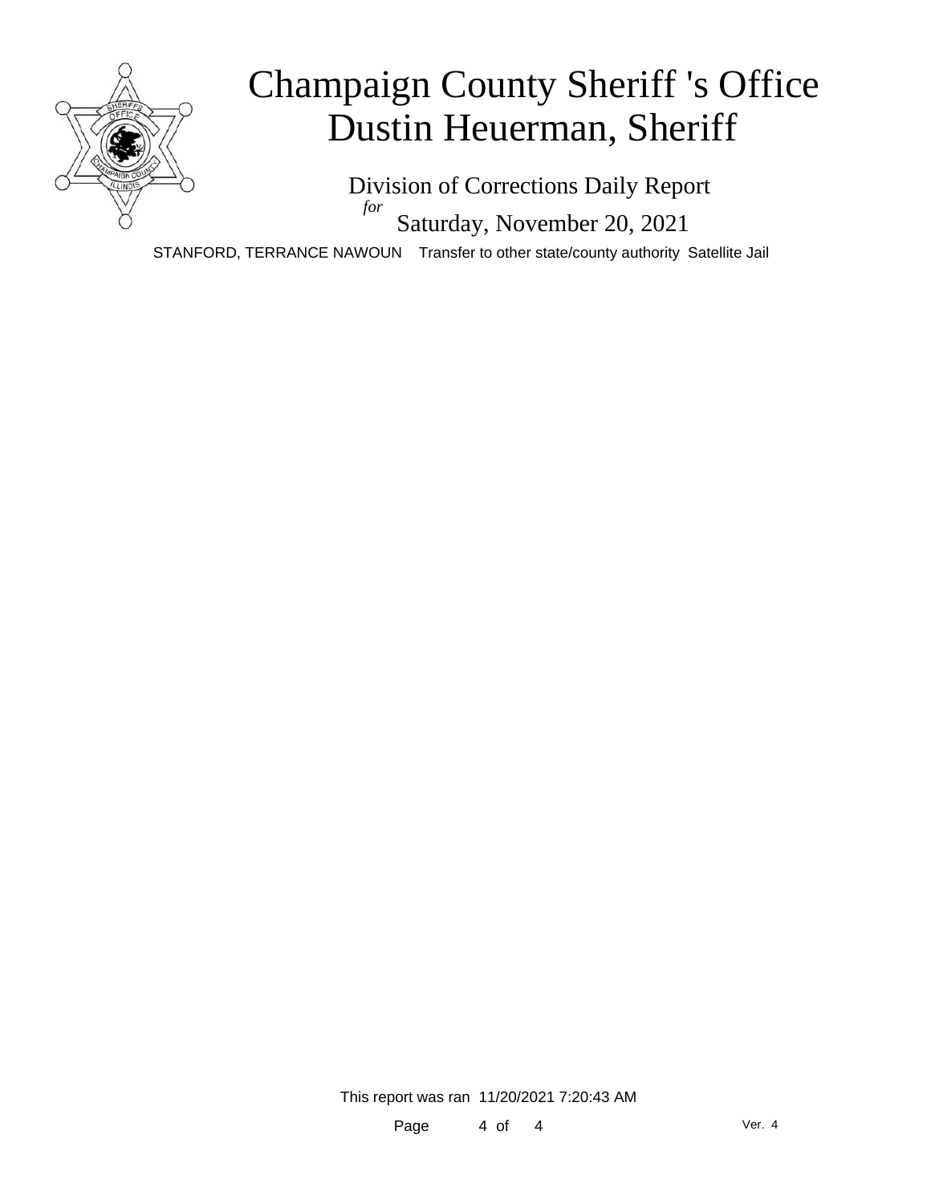# Champaign County Sheriff 's Office
# Dustin Heuerman, Sheriff

Division of Corrections Daily Report

*for* Saturday, November 20, 2021

STANFORD, TERRANCE NAWOUN    Transfer to other state/county authority  Satellite Jail

This report was ran 11/20/2021 7:20:43 AM

Ver. 4